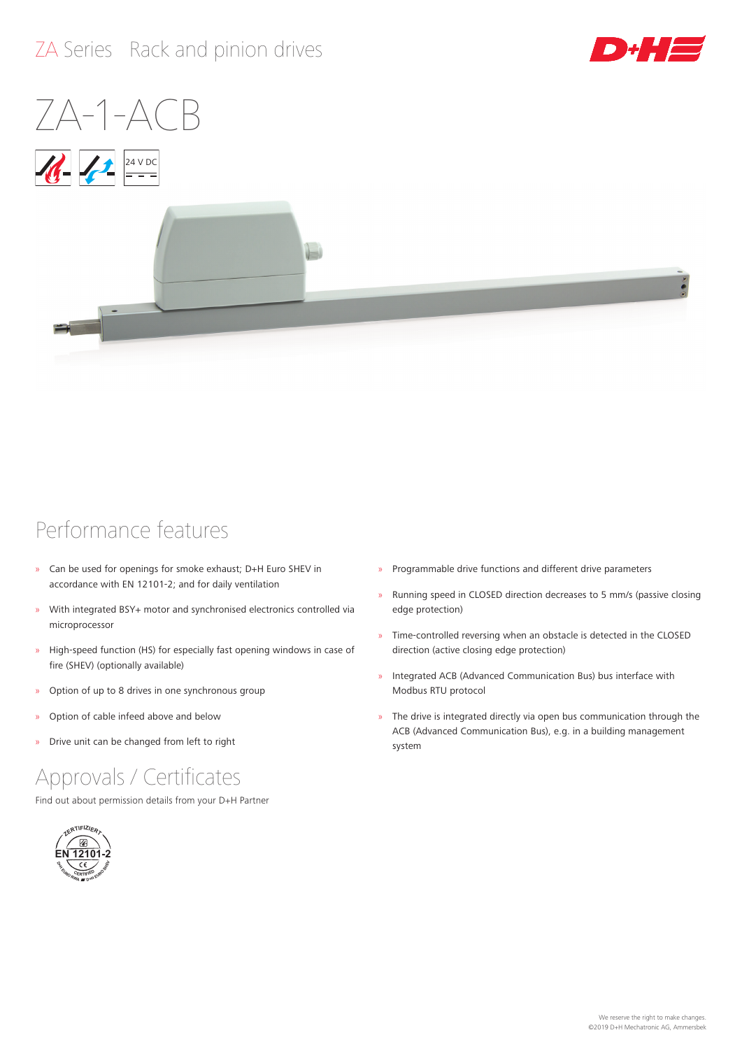# ZA Series Rack and pinion drives

# ZA-1-ACB

24 V DC

## Performance features

- Can be used for openings for smoke exhaust; D+H Euro SHEV in accordance with EN 12101-2; and for daily ventilation
- With integrated BSY+ motor and synchronised electronics controlled via microprocessor
- High-speed function (HS) for especially fast opening windows in case of fire (SHEV) (optionally available)
- Option of up to 8 drives in one synchronous group
- Option of cable infeed above and below
- Drive unit can be changed from left to right
- Programmable drive functions and different drive parameters
- Running speed in CLOSED direction decreases to 5 mm/s (passive closing edge protection)
- Time-controlled reversing when an obstacle is detected in the CLOSED direction (active closing edge protection)
- Integrated ACB (Advanced Communication Bus) bus interface with Modbus RTU protocol
- The drive is integrated directly via open bus communication through the ACB (Advanced Communication Bus), e.g. in a building management system

## Approvals / Certificates

Find out about permission details from your D+H Partner

ZERTIFIZIERT EN 12101-2 CE CERTIFIED D+H EURO SHEV

We reserve the right to make changes.
©2019 D+H Mechatronic AG, Ammersbek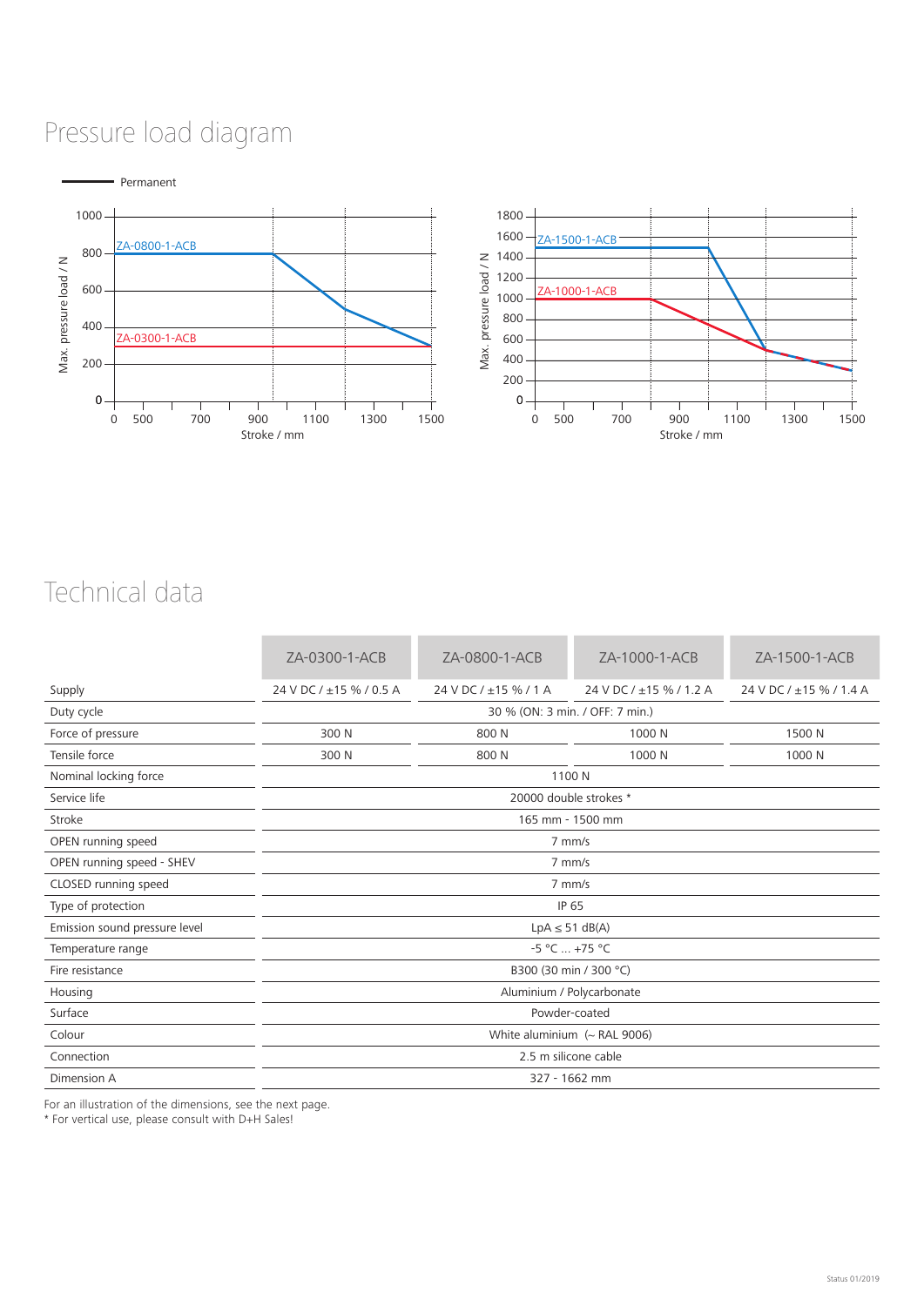# Pressure load diagram

Permanent

# Technical data

| | ZA-0300-1-ACB | ZA-0800-1-ACB | ZA-1000-1-ACB | ZA-1500-1-ACB |
|---|---|---|---|---|
| Supply | 24 V DC / ±15 % / 0.5 A | 24 V DC / ±15 % / 1 A | 24 V DC / ±15 % / 1.2 A | 24 V DC / ±15 % / 1.4 A |
| Duty cycle | 30 % (ON: 3 min. / OFF: 7 min.) | | | |
| Force of pressure | 300 N | 800 N | 1000 N | 1500 N |
| Tensile force | 300 N | 800 N | 1000 N | 1000 N |
| Nominal locking force | 1100 N | | | |
| Service life | 20000 double strokes * | | | |
| Stroke | 165 mm - 1500 mm | | | |
| OPEN running speed | 7 mm/s | | | |
| OPEN running speed - SHEV | 7 mm/s | | | |
| CLOSED running speed | 7 mm/s | | | |
| Type of protection | IP 65 | | | |
| Emission sound pressure level | LpA ≤ 51 dB(A) | | | |
| Temperature range | -5 °C ... +75 °C | | | |
| Fire resistance | B300 (30 min / 300 °C) | | | |
| Housing | Aluminium / Polycarbonate | | | |
| Surface | Powder-coated | | | |
| Colour | White aluminium (~ RAL 9006) | | | |
| Connection | 2.5 m silicone cable | | | |
| Dimension A | 327 - 1662 mm | | | |

For an illustration of the dimensions, see the next page.
* For vertical use, please consult with D+H Sales!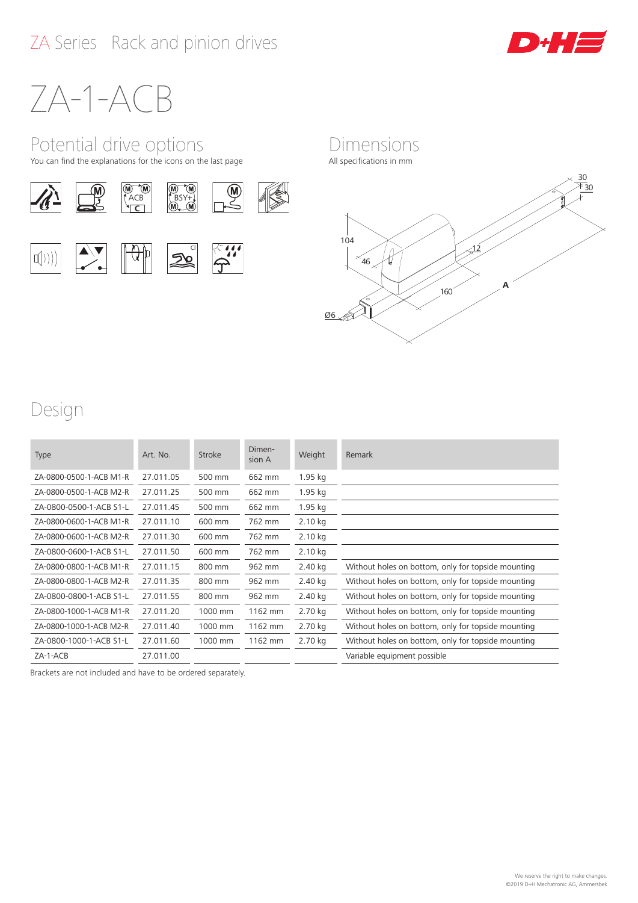ZA Series Rack and pinion drives

# ZA-1-ACB

## Potential drive options

You can find the explanations for the icons on the last page

## Dimensions

All specifications in mm

## Design

| Type | Art. No. | Stroke | Dimension A | Weight | Remark |
|---|---|---|---|---|---|
| ZA-0800-0500-1-ACB M1-R | 27.011.05 | 500 mm | 662 mm | 1.95 kg | |
| ZA-0800-0500-1-ACB M2-R | 27.011.25 | 500 mm | 662 mm | 1.95 kg | |
| ZA-0800-0500-1-ACB S1-L | 27.011.45 | 500 mm | 662 mm | 1.95 kg | |
| ZA-0800-0600-1-ACB M1-R | 27.011.10 | 600 mm | 762 mm | 2.10 kg | |
| ZA-0800-0600-1-ACB M2-R | 27.011.30 | 600 mm | 762 mm | 2.10 kg | |
| ZA-0800-0600-1-ACB S1-L | 27.011.50 | 600 mm | 762 mm | 2.10 kg | |
| ZA-0800-0800-1-ACB M1-R | 27.011.15 | 800 mm | 962 mm | 2.40 kg | Without holes on bottom, only for topside mounting |
| ZA-0800-0800-1-ACB M2-R | 27.011.35 | 800 mm | 962 mm | 2.40 kg | Without holes on bottom, only for topside mounting |
| ZA-0800-0800-1-ACB S1-L | 27.011.55 | 800 mm | 962 mm | 2.40 kg | Without holes on bottom, only for topside mounting |
| ZA-0800-1000-1-ACB M1-R | 27.011.20 | 1000 mm | 1162 mm | 2.70 kg | Without holes on bottom, only for topside mounting |
| ZA-0800-1000-1-ACB M2-R | 27.011.40 | 1000 mm | 1162 mm | 2.70 kg | Without holes on bottom, only for topside mounting |
| ZA-0800-1000-1-ACB S1-L | 27.011.60 | 1000 mm | 1162 mm | 2.70 kg | Without holes on bottom, only for topside mounting |
| ZA-1-ACB | 27.011.00 | | | | Variable equipment possible |

Brackets are not included and have to be ordered separately.

We reserve the right to make changes.
©2019 D+H Mechatronic AG, Ammersbek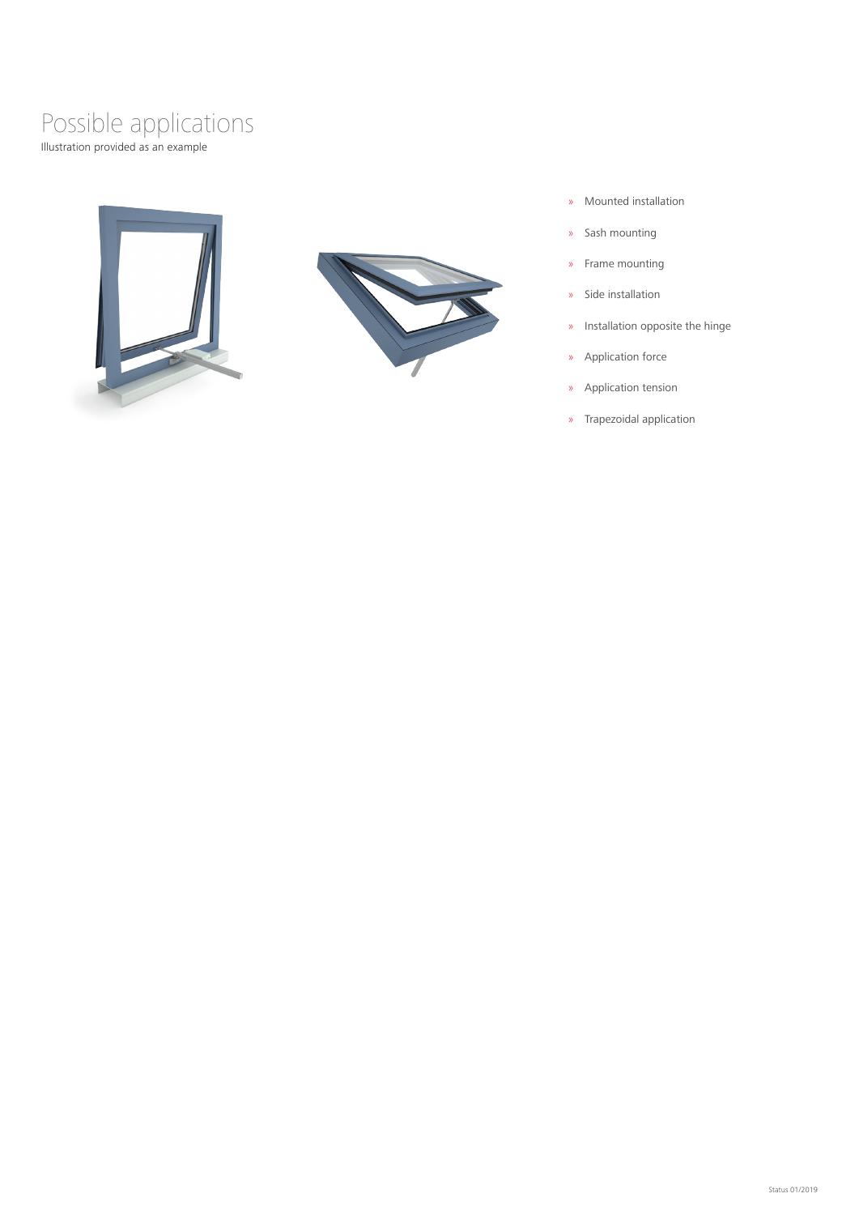# Possible applications

Illustration provided as an example

- Mounted installation
- Sash mounting
- Frame mounting
- Side installation
- Installation opposite the hinge
- Application force
- Application tension
- Trapezoidal application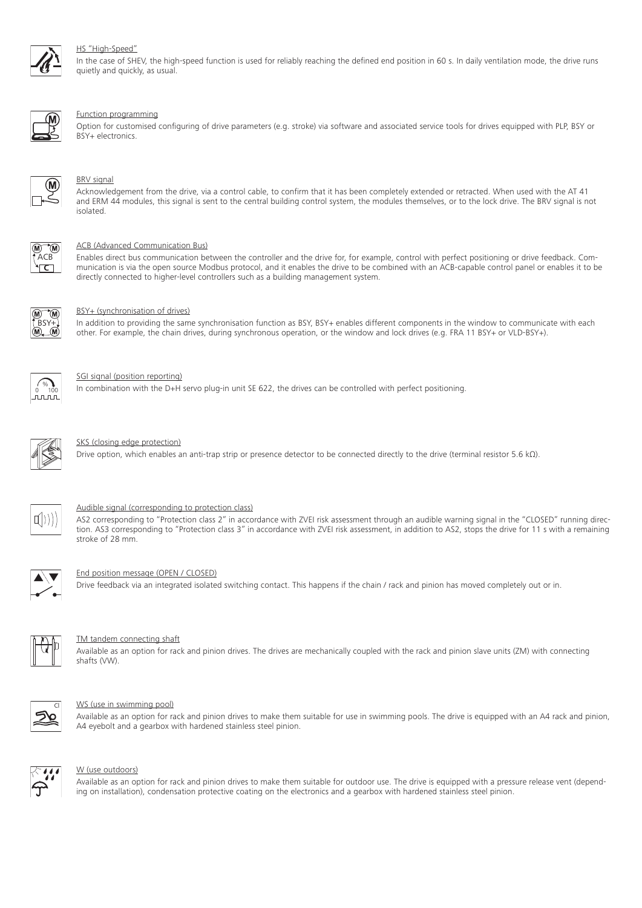HS "High-Speed"

In the case of SHEV, the high-speed function is used for reliably reaching the defined end position in 60 s. In daily ventilation mode, the drive runs quietly and quickly, as usual.

Function programming

Option for customised configuring of drive parameters (e.g. stroke) via software and associated service tools for drives equipped with PLP, BSY or BSY+ electronics.

BRV signal

Acknowledgement from the drive, via a control cable, to confirm that it has been completely extended or retracted. When used with the AT 41 and ERM 44 modules, this signal is sent to the central building control system, the modules themselves, or to the lock drive. The BRV signal is not isolated.

ACB (Advanced Communication Bus)

Enables direct bus communication between the controller and the drive for, for example, control with perfect positioning or drive feedback. Communication is via the open source Modbus protocol, and it enables the drive to be combined with an ACB-capable control panel or enables it to be directly connected to higher-level controllers such as a building management system.

BSY+ (synchronisation of drives)

In addition to providing the same synchronisation function as BSY, BSY+ enables different components in the window to communicate with each other. For example, the chain drives, during synchronous operation, or the window and lock drives (e.g. FRA 11 BSY+ or VLD-BSY+).

SGI signal (position reporting)

In combination with the D+H servo plug-in unit SE 622, the drives can be controlled with perfect positioning.

SKS (closing edge protection)

Drive option, which enables an anti-trap strip or presence detector to be connected directly to the drive (terminal resistor 5.6 kΩ).

Audible signal (corresponding to protection class)

AS2 corresponding to "Protection class 2" in accordance with ZVEI risk assessment through an audible warning signal in the "CLOSED" running direction. AS3 corresponding to "Protection class 3" in accordance with ZVEI risk assessment, in addition to AS2, stops the drive for 11 s with a remaining stroke of 28 mm.

End position message (OPEN / CLOSED)

Drive feedback via an integrated isolated switching contact. This happens if the chain / rack and pinion has moved completely out or in.

TM tandem connecting shaft

Available as an option for rack and pinion drives. The drives are mechanically coupled with the rack and pinion slave units (ZM) with connecting shafts (VW).

WS (use in swimming pool)

Available as an option for rack and pinion drives to make them suitable for use in swimming pools. The drive is equipped with an A4 rack and pinion, A4 eyebolt and a gearbox with hardened stainless steel pinion.

W (use outdoors)

Available as an option for rack and pinion drives to make them suitable for outdoor use. The drive is equipped with a pressure release vent (depending on installation), condensation protective coating on the electronics and a gearbox with hardened stainless steel pinion.